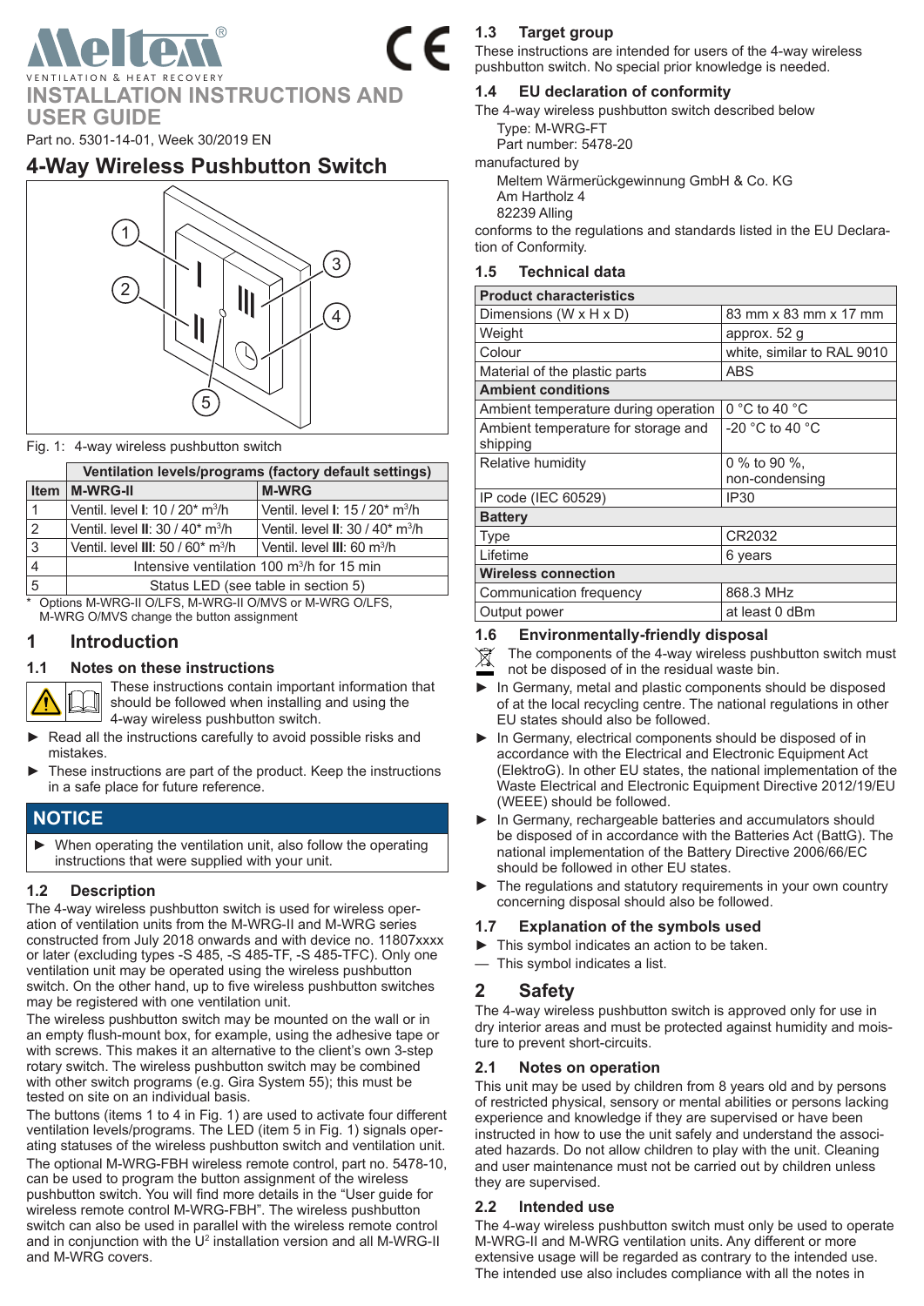VENTILATION & HEAT RECOVERY

# INSTALLATION INSTRUCTIONS AND USER GUIDE

Part no. 5301-14-01, Week 30/2019 EN

# 4-Way Wireless Pushbutton Switch

Fig. 1: 4-way wireless pushbutton switch

| | Ventilation levels/programs (factory default settings) | |
|---|---|---|
| **Item** | **M-WRG-II** | **M-WRG** |
| 1 | Ventil. level **I**: 10 / 20* m³/h | Ventil. level **I**: 15 / 20* m³/h |
| 2 | Ventil. level **II**: 30 / 40* m³/h | Ventil. level **II**: 30 / 40* m³/h |
| 3 | Ventil. level **III**: 50 / 60* m³/h | Ventil. level **III**: 60 m³/h |
| 4 | Intensive ventilation 100 m³/h for 15 min | |
| 5 | Status LED (see table in section 5) | |

\* Options M-WRG-II O/LFS, M-WRG-II O/MVS or M-WRG O/LFS, M-WRG O/MVS change the button assignment

## 1 Introduction

### 1.1 Notes on these instructions

These instructions contain important information that should be followed when installing and using the 4-way wireless pushbutton switch.

- ► Read all the instructions carefully to avoid possible risks and mistakes.
- ► These instructions are part of the product. Keep the instructions in a safe place for future reference.

**NOTICE**

- ► When operating the ventilation unit, also follow the operating instructions that were supplied with your unit.

### 1.2 Description

The 4-way wireless pushbutton switch is used for wireless operation of ventilation units from the M-WRG-II and M-WRG series constructed from July 2018 onwards and with device no. 11807xxxx or later (excluding types -S 485, -S 485-TF, -S 485-TFC). Only one ventilation unit may be operated using the wireless pushbutton switch. On the other hand, up to five wireless pushbutton switches may be registered with one ventilation unit.

The wireless pushbutton switch may be mounted on the wall or in an empty flush-mount box, for example, using the adhesive tape or with screws. This makes it an alternative to the client's own 3-step rotary switch. The wireless pushbutton switch may be combined with other switch programs (e.g. Gira System 55); this must be tested on site on an individual basis.

The buttons (items 1 to 4 in Fig. 1) are used to activate four different ventilation levels/programs. The LED (item 5 in Fig. 1) signals operating statuses of the wireless pushbutton switch and ventilation unit.

The optional M-WRG-FBH wireless remote control, part no. 5478-10, can be used to program the button assignment of the wireless pushbutton switch. You will find more details in the "User guide for wireless remote control M-WRG-FBH". The wireless pushbutton switch can also be used in parallel with the wireless remote control and in conjunction with the U² installation version and all M-WRG-II and M-WRG covers.

### 1.3 Target group

These instructions are intended for users of the 4-way wireless pushbutton switch. No special prior knowledge is needed.

### 1.4 EU declaration of conformity

The 4-way wireless pushbutton switch described below

Type: M-WRG-FT
Part number: 5478-20

manufactured by

Meltem Wärmerückgewinnung GmbH & Co. KG
Am Hartholz 4
82239 Alling

conforms to the regulations and standards listed in the EU Declaration of Conformity.

### 1.5 Technical data

| **Product characteristics** | |
|---|---|
| Dimensions (W x H x D) | 83 mm x 83 mm x 17 mm |
| Weight | approx. 52 g |
| Colour | white, similar to RAL 9010 |
| Material of the plastic parts | ABS |
| **Ambient conditions** | |
| Ambient temperature during operation | 0 °C to 40 °C |
| Ambient temperature for storage and shipping | -20 °C to 40 °C |
| Relative humidity | 0 % to 90 %, non-condensing |
| IP code (IEC 60529) | IP30 |
| **Battery** | |
| Type | CR2032 |
| Lifetime | 6 years |
| **Wireless connection** | |
| Communication frequency | 868.3 MHz |
| Output power | at least 0 dBm |

### 1.6 Environmentally-friendly disposal

The components of the 4-way wireless pushbutton switch must not be disposed of in the residual waste bin.

- ► In Germany, metal and plastic components should be disposed of at the local recycling centre. The national regulations in other EU states should also be followed.
- ► In Germany, electrical components should be disposed of in accordance with the Electrical and Electronic Equipment Act (ElektroG). In other EU states, the national implementation of the Waste Electrical and Electronic Equipment Directive 2012/19/EU (WEEE) should be followed.
- ► In Germany, rechargeable batteries and accumulators should be disposed of in accordance with the Batteries Act (BattG). The national implementation of the Battery Directive 2006/66/EC should be followed in other EU states.
- ► The regulations and statutory requirements in your own country concerning disposal should also be followed.

### 1.7 Explanation of the symbols used

- ► This symbol indicates an action to be taken.
- — This symbol indicates a list.

## 2 Safety

The 4-way wireless pushbutton switch is approved only for use in dry interior areas and must be protected against humidity and moisture to prevent short-circuits.

### 2.1 Notes on operation

This unit may be used by children from 8 years old and by persons of restricted physical, sensory or mental abilities or persons lacking experience and knowledge if they are supervised or have been instructed in how to use the unit safely and understand the associated hazards. Do not allow children to play with the unit. Cleaning and user maintenance must not be carried out by children unless they are supervised.

### 2.2 Intended use

The 4-way wireless pushbutton switch must only be used to operate M-WRG-II and M-WRG ventilation units. Any different or more extensive usage will be regarded as contrary to the intended use. The intended use also includes compliance with all the notes in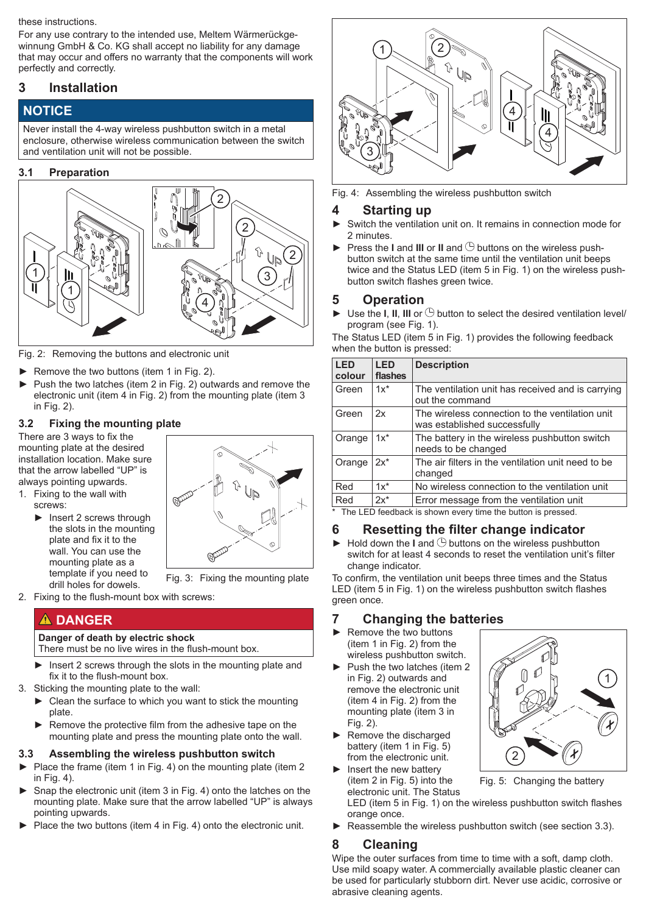these instructions.

For any use contrary to the intended use, Meltem Wärmerückgewinnung GmbH & Co. KG shall accept no liability for any damage that may occur and offers no warranty that the components will work perfectly and correctly.

# 3 Installation

**NOTICE**

Never install the 4-way wireless pushbutton switch in a metal enclosure, otherwise wireless communication between the switch and ventilation unit will not be possible.

## 3.1 Preparation

Fig. 2: Removing the buttons and electronic unit

- ► Remove the two buttons (item 1 in Fig. 2).
- ► Push the two latches (item 2 in Fig. 2) outwards and remove the electronic unit (item 4 in Fig. 2) from the mounting plate (item 3 in Fig. 2).

## 3.2 Fixing the mounting plate

There are 3 ways to fix the mounting plate at the desired installation location. Make sure that the arrow labelled "UP" is always pointing upwards.

1. Fixing to the wall with screws:
   - ► Insert 2 screws through the slots in the mounting plate and fix it to the wall. You can use the mounting plate as a template if you need to drill holes for dowels.

Fig. 3: Fixing the mounting plate

2. Fixing to the flush-mount box with screws:

**⚠ DANGER**

**Danger of death by electric shock**
There must be no live wires in the flush-mount box.

   - ► Insert 2 screws through the slots in the mounting plate and fix it to the flush-mount box.
3. Sticking the mounting plate to the wall:
   - ► Clean the surface to which you want to stick the mounting plate.
   - ► Remove the protective film from the adhesive tape on the mounting plate and press the mounting plate onto the wall.

## 3.3 Assembling the wireless pushbutton switch

- ► Place the frame (item 1 in Fig. 4) on the mounting plate (item 2 in Fig. 4).
- ► Snap the electronic unit (item 3 in Fig. 4) onto the latches on the mounting plate. Make sure that the arrow labelled "UP" is always pointing upwards.
- ► Place the two buttons (item 4 in Fig. 4) onto the electronic unit.

Fig. 4: Assembling the wireless pushbutton switch

# 4 Starting up

- ► Switch the ventilation unit on. It remains in connection mode for 2 minutes.
- ► Press the **I** and **III** or **II** and 🕒 buttons on the wireless pushbutton switch at the same time until the ventilation unit beeps twice and the Status LED (item 5 in Fig. 1) on the wireless pushbutton switch flashes green twice.

# 5 Operation

- ► Use the **I**, **II**, **III** or 🕒 button to select the desired ventilation level/ program (see Fig. 1).

The Status LED (item 5 in Fig. 1) provides the following feedback when the button is pressed:

| LED colour | LED flashes | Description |
|---|---|---|
| Green | 1x* | The ventilation unit has received and is carrying out the command |
| Green | 2x | The wireless connection to the ventilation unit was established successfully |
| Orange | 1x* | The battery in the wireless pushbutton switch needs to be changed |
| Orange | 2x* | The air filters in the ventilation unit need to be changed |
| Red | 1x* | No wireless connection to the ventilation unit |
| Red | 2x* | Error message from the ventilation unit |

\* The LED feedback is shown every time the button is pressed.

# 6 Resetting the filter change indicator

- ► Hold down the **I** and 🕒 buttons on the wireless pushbutton switch for at least 4 seconds to reset the ventilation unit's filter change indicator.

To confirm, the ventilation unit beeps three times and the Status LED (item 5 in Fig. 1) on the wireless pushbutton switch flashes green once.

# 7 Changing the batteries

- ► Remove the two buttons (item 1 in Fig. 2) from the wireless pushbutton switch.
- ► Push the two latches (item 2 in Fig. 2) outwards and remove the electronic unit (item 4 in Fig. 2) from the mounting plate (item 3 in Fig. 2).
- ► Remove the discharged battery (item 1 in Fig. 5) from the electronic unit.
- ► Insert the new battery (item 2 in Fig. 5) into the electronic unit. The Status LED (item 5 in Fig. 1) on the wireless pushbutton switch flashes orange once.
- ► Reassemble the wireless pushbutton switch (see section 3.3).

Fig. 5: Changing the battery

# 8 Cleaning

Wipe the outer surfaces from time to time with a soft, damp cloth. Use mild soapy water. A commercially available plastic cleaner can be used for particularly stubborn dirt. Never use acidic, corrosive or abrasive cleaning agents.